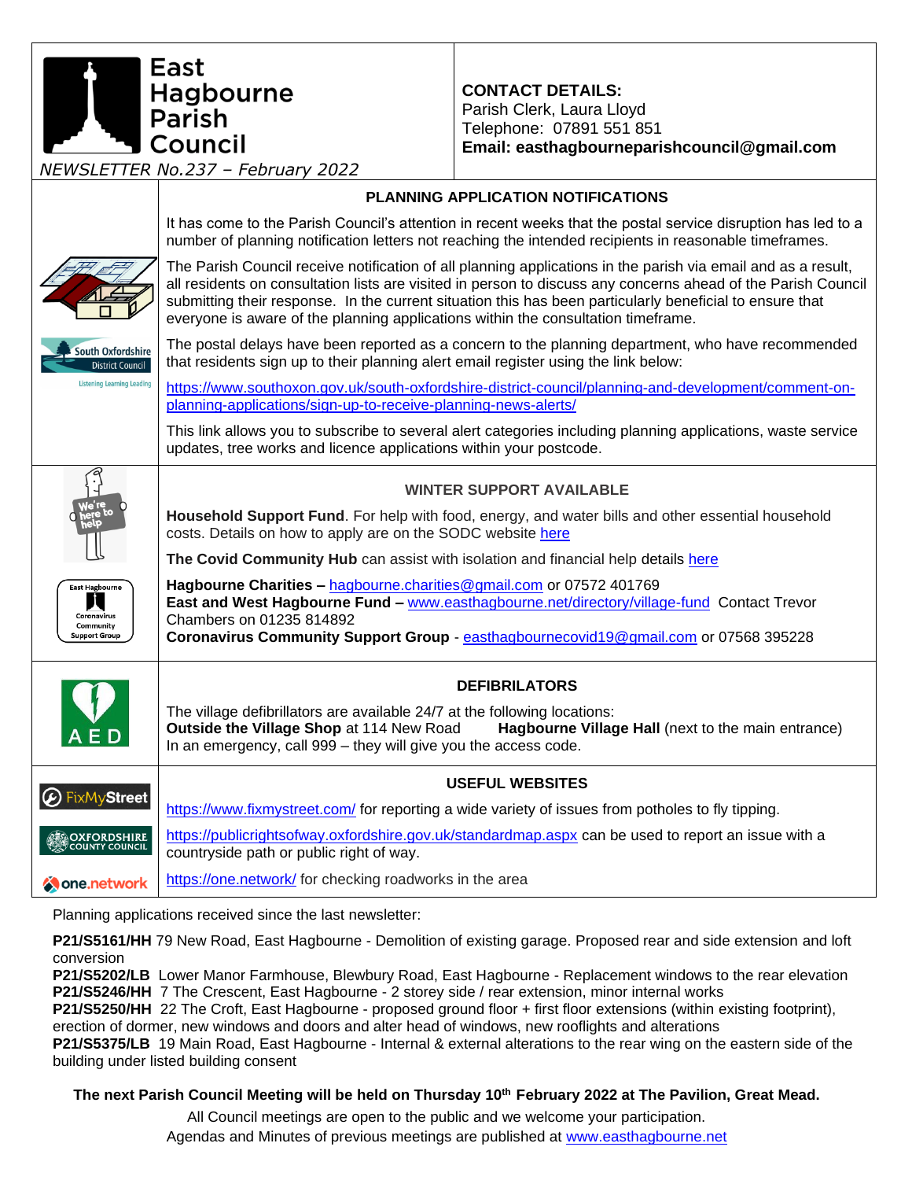# East Hagbourne Parish Council

*NEWSLETTER No.237 – February 2022*

**CONTACT DETAILS:**
Parish Clerk, Laura Lloyd
Telephone: 07891 551 851
**Email: easthagbourneparishcouncil@gmail.com**

## PLANNING APPLICATION NOTIFICATIONS

It has come to the Parish Council's attention in recent weeks that the postal service disruption has led to a number of planning notification letters not reaching the intended recipients in reasonable timeframes.

The Parish Council receive notification of all planning applications in the parish via email and as a result, all residents on consultation lists are visited in person to discuss any concerns ahead of the Parish Council submitting their response. In the current situation this has been particularly beneficial to ensure that everyone is aware of the planning applications within the consultation timeframe.

The postal delays have been reported as a concern to the planning department, who have recommended that residents sign up to their planning alert email register using the link below:

https://www.southoxon.gov.uk/south-oxfordshire-district-council/planning-and-development/comment-on-planning-applications/sign-up-to-receive-planning-news-alerts/

This link allows you to subscribe to several alert categories including planning applications, waste service updates, tree works and licence applications within your postcode.

## WINTER SUPPORT AVAILABLE

**Household Support Fund**. For help with food, energy, and water bills and other essential household costs. Details on how to apply are on the SODC website here

**The Covid Community Hub** can assist with isolation and financial help details here

**Hagbourne Charities –** hagbourne.charities@gmail.com or 07572 401769
**East and West Hagbourne Fund –** www.easthagbourne.net/directory/village-fund Contact Trevor Chambers on 01235 814892
**Coronavirus Community Support Group** - easthagbournecovid19@gmail.com or 07568 395228

## DEFIBRILATORS

The village defibrillators are available 24/7 at the following locations:
**Outside the Village Shop** at 114 New Road **Hagbourne Village Hall** (next to the main entrance)
In an emergency, call 999 – they will give you the access code.

## USEFUL WEBSITES

https://www.fixmystreet.com/ for reporting a wide variety of issues from potholes to fly tipping.

https://publicrightsofway.oxfordshire.gov.uk/standardmap.aspx can be used to report an issue with a countryside path or public right of way.

https://one.network/ for checking roadworks in the area

Planning applications received since the last newsletter:

**P21/S5161/HH** 79 New Road, East Hagbourne - Demolition of existing garage. Proposed rear and side extension and loft conversion
**P21/S5202/LB** Lower Manor Farmhouse, Blewbury Road, East Hagbourne - Replacement windows to the rear elevation
**P21/S5246/HH** 7 The Crescent, East Hagbourne - 2 storey side / rear extension, minor internal works
**P21/S5250/HH** 22 The Croft, East Hagbourne - proposed ground floor + first floor extensions (within existing footprint), erection of dormer, new windows and doors and alter head of windows, new rooflights and alterations
**P21/S5375/LB** 19 Main Road, East Hagbourne - Internal & external alterations to the rear wing on the eastern side of the building under listed building consent

**The next Parish Council Meeting will be held on Thursday 10th February 2022 at The Pavilion, Great Mead.**

All Council meetings are open to the public and we welcome your participation.
Agendas and Minutes of previous meetings are published at www.easthagbourne.net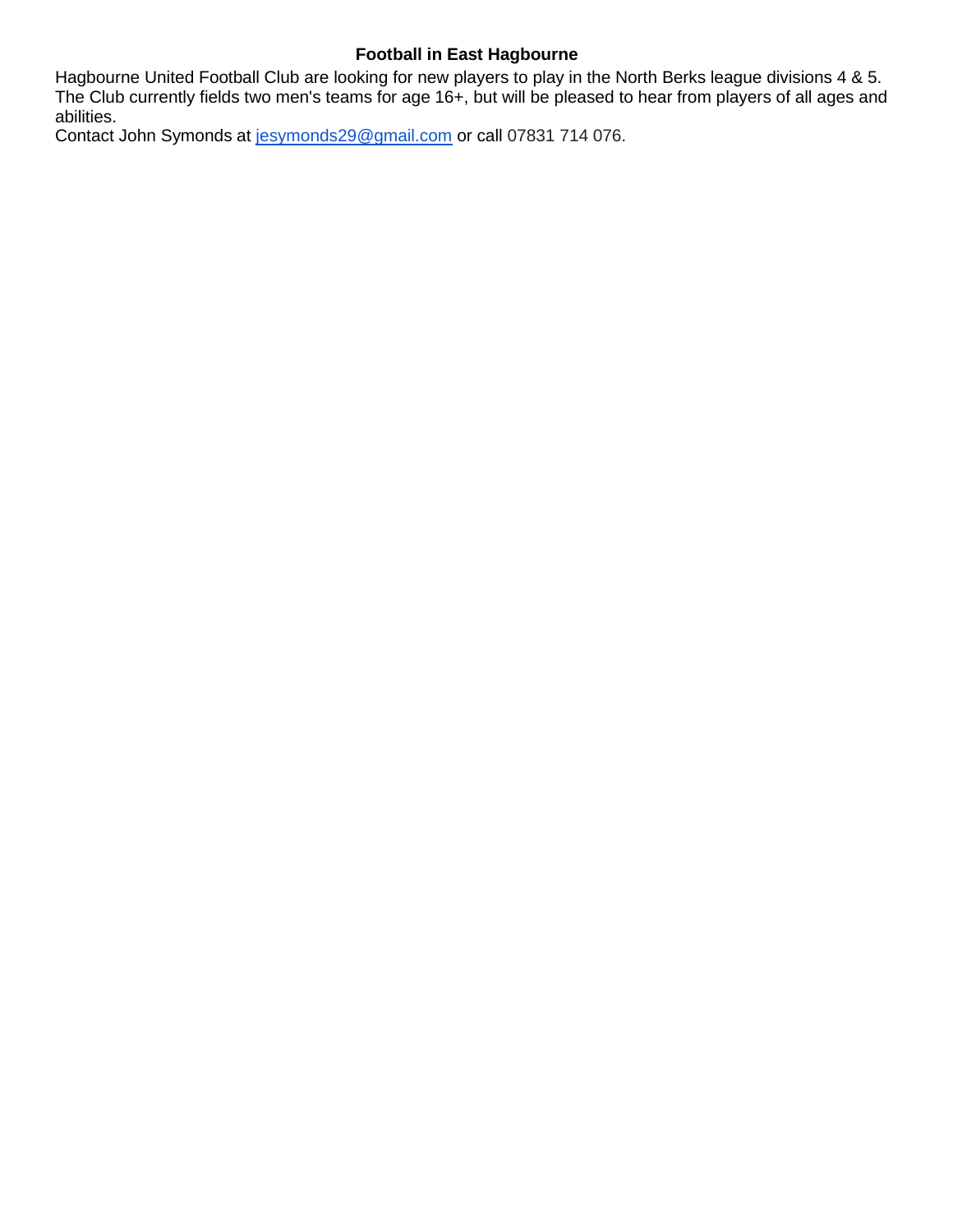**Football in East Hagbourne**

Hagbourne United Football Club are looking for new players to play in the North Berks league divisions 4 & 5. The Club currently fields two men's teams for age 16+, but will be pleased to hear from players of all ages and abilities.

Contact John Symonds at jesymonds29@gmail.com or call 07831 714 076.